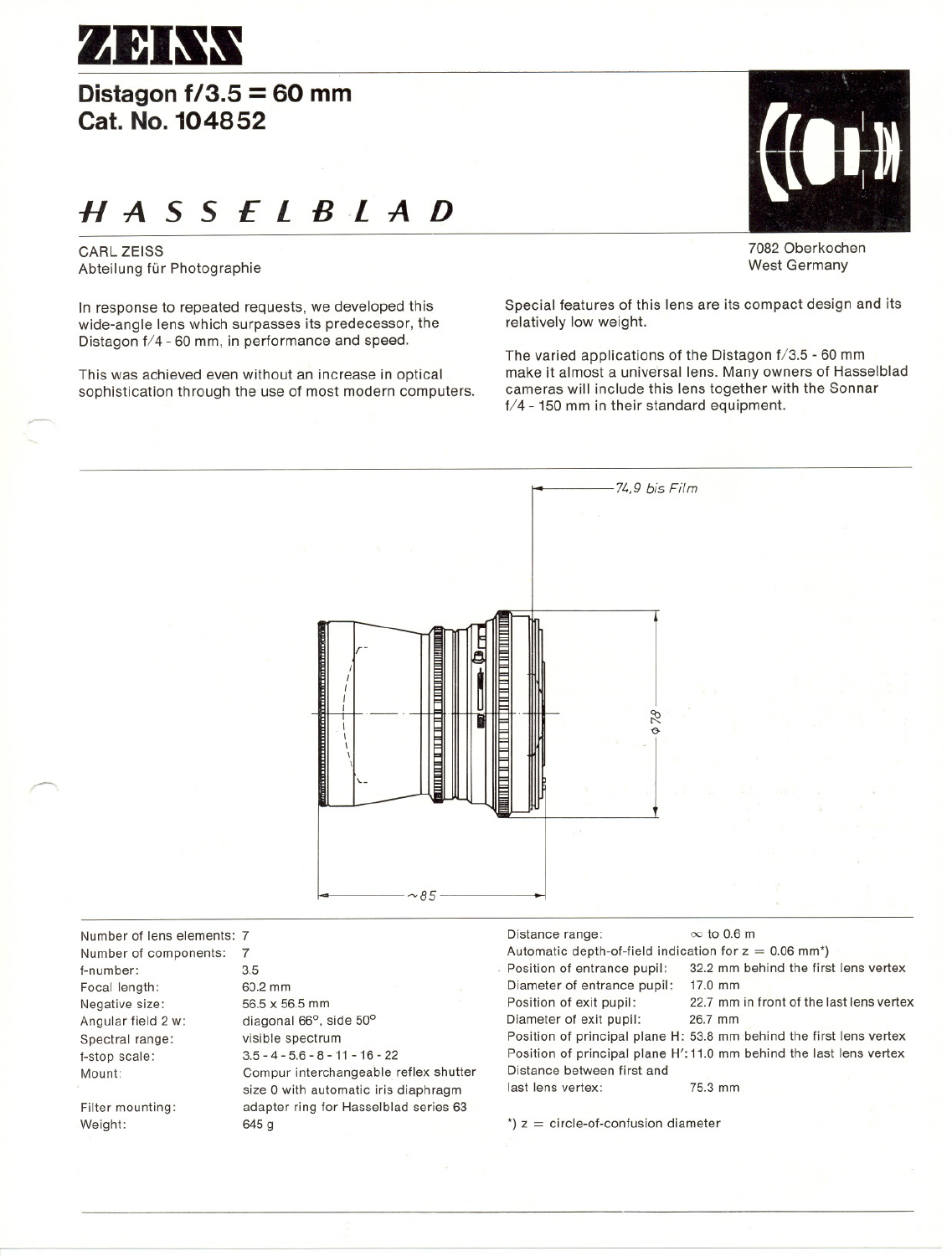ZEISS

# Distagon f/3.5 = 60 mm
## Cat. No. 104852

## HASSELBLAD

CARL ZEISS
Abteilung für Photographie

7082 Oberkochen
West Germany

In response to repeated requests, we developed this wide-angle lens which surpasses its predecessor, the Distagon f/4 - 60 mm, in performance and speed.

This was achieved even without an increase in optical sophistication through the use of most modern computers.

Special features of this lens are its compact design and its relatively low weight.

The varied applications of the Distagon f/3.5 - 60 mm make it almost a universal lens. Many owners of Hasselblad cameras will include this lens together with the Sonnar f/4 - 150 mm in their standard equipment.

74,9 bis Film

ϕ 78

~85

| | |
|---|---|
| Number of lens elements: | 7 |
| Number of components: | 7 |
| f-number: | 3.5 |
| Focal length: | 60.2 mm |
| Negative size: | 56.5 x 56.5 mm |
| Angular field 2 w: | diagonal 66°, side 50° |
| Spectral range: | visible spectrum |
| f-stop scale: | 3.5 - 4 - 5.6 - 8 - 11 - 16 - 22 |
| Mount: | Compur interchangeable reflex shutter size 0 with automatic iris diaphragm |
| Filter mounting: | adapter ring for Hasselblad series 63 |
| Weight: | 645 g |

| | |
|---|---|
| Distance range: | ∞ to 0.6 m |
| Automatic depth-of-field indication for z = 0.06 mm*) | |
| Position of entrance pupil: | 32.2 mm behind the first lens vertex |
| Diameter of entrance pupil: | 17.0 mm |
| Position of exit pupil: | 22.7 mm in front of the last lens vertex |
| Diameter of exit pupil: | 26.7 mm |
| Position of principal plane H: | 53.8 mm behind the first lens vertex |
| Position of principal plane H': | 11.0 mm behind the last lens vertex |
| Distance between first and last lens vertex: | 75.3 mm |

*) z = circle-of-confusion diameter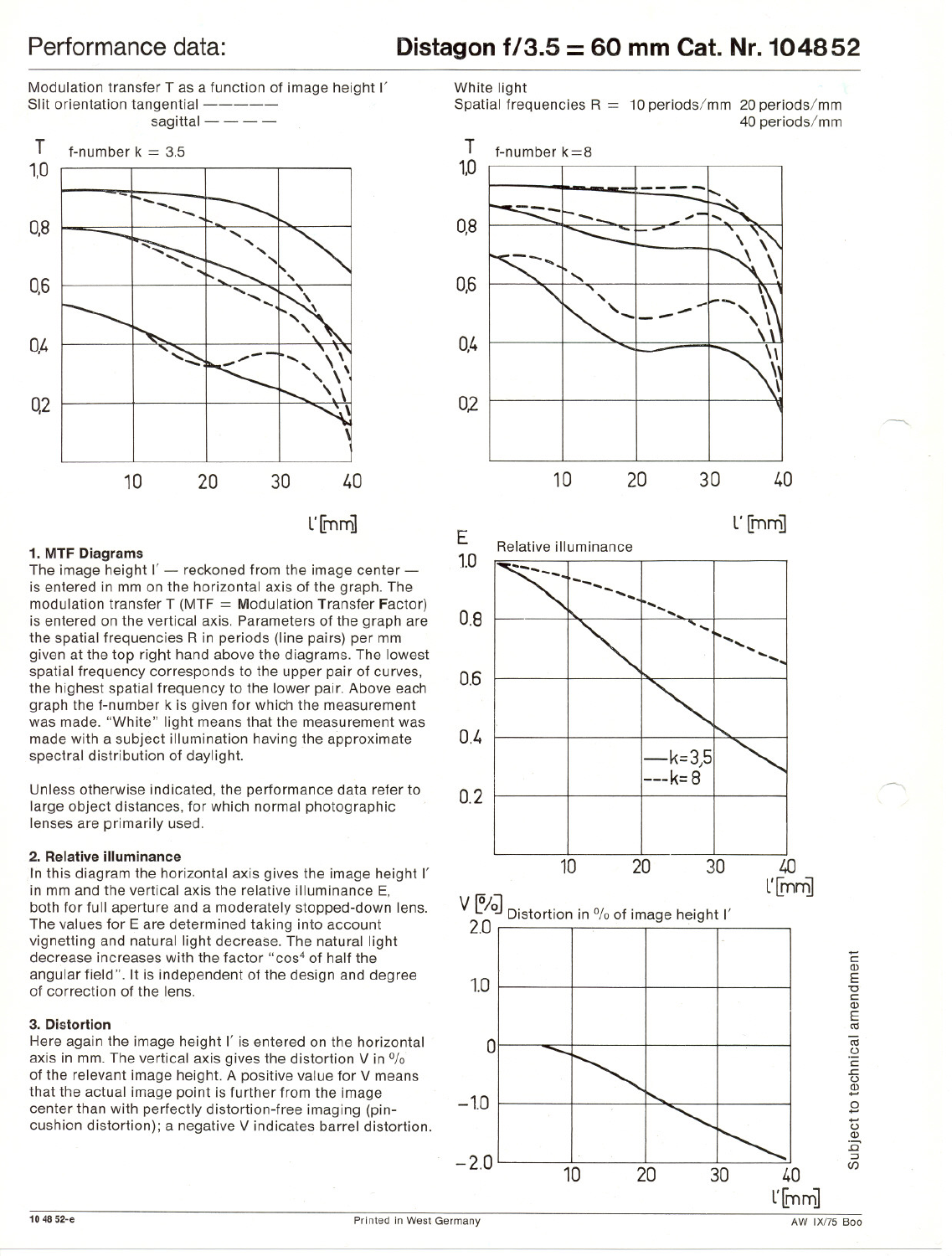# Performance data: Distagon f/3.5 = 60 mm Cat. Nr. 104852

Modulation transfer T as a function of image height I′
Slit orientation tangential ———
sagittal – – – –

White light
Spatial frequencies R = 10 periods/mm 20 periods/mm 40 periods/mm

T
f-number k = 3.5
1,0
0,8
0,6
0,4
0,2
10 20 30 40
I′[mm]

T
f-number k=8
1,0
0,8
0,6
0,4
0,2
10 20 30 40
I′[mm]

E
Relative illuminance
1.0
0.8
0.6
0.4
0.2
—k=3,5
---k= 8
10 20 30 40
I′[mm]

V [%] Distortion in % of image height I′
2.0
1.0
0
−1.0
−2.0
10 20 30 40
I′[mm]

### 1. MTF Diagrams

The image height I′ — reckoned from the image center — is entered in mm on the horizontal axis of the graph. The modulation transfer T (MTF = **M**odulation **T**ransfer **F**actor) is entered on the vertical axis. Parameters of the graph are the spatial frequencies R in periods (line pairs) per mm given at the top right hand above the diagrams. The lowest spatial frequency corresponds to the upper pair of curves, the highest spatial frequency to the lower pair. Above each graph the f-number k is given for which the measurement was made. "White" light means that the measurement was made with a subject illumination having the approximate spectral distribution of daylight.

Unless otherwise indicated, the performance data refer to large object distances, for which normal photographic lenses are primarily used.

### 2. Relative illuminance

In this diagram the horizontal axis gives the image height I′ in mm and the vertical axis the relative illuminance E, both for full aperture and a moderately stopped-down lens. The values for E are determined taking into account vignetting and natural light decrease. The natural light decrease increases with the factor "$\cos^4$ of half the angular field". It is independent of the design and degree of correction of the lens.

### 3. Distortion

Here again the image height I′ is entered on the horizontal axis in mm. The vertical axis gives the distortion V in % of the relevant image height. A positive value for V means that the actual image point is further from the image center than with perfectly distortion-free imaging (pincushion distortion); a negative V indicates barrel distortion.

Subject to technical amendment

10 48 52-e Printed in West Germany AW IX/75 Boo